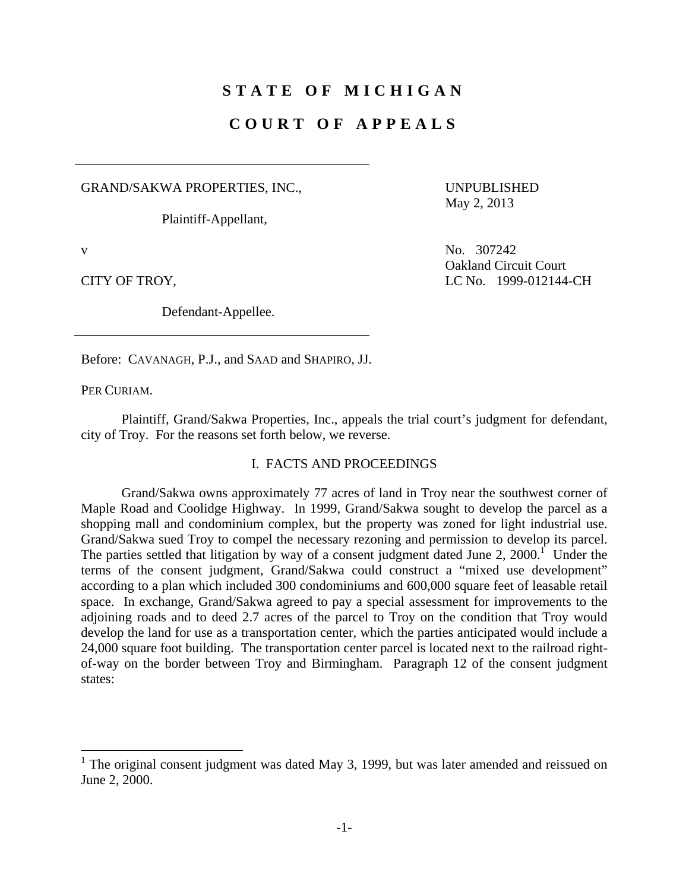# STATE OF MICHIGAN

# COURT OF APPEALS

GRAND/SAKWA PROPERTIES, INC.,

Plaintiff-Appellant,

v

CITY OF TROY,

Defendant-Appellee.

UNPUBLISHED
May 2, 2013

No. 307242
Oakland Circuit Court
LC No. 1999-012144-CH

Before: CAVANAGH, P.J., and SAAD and SHAPIRO, JJ.

PER CURIAM.

Plaintiff, Grand/Sakwa Properties, Inc., appeals the trial court's judgment for defendant, city of Troy. For the reasons set forth below, we reverse.

## I. FACTS AND PROCEEDINGS

Grand/Sakwa owns approximately 77 acres of land in Troy near the southwest corner of Maple Road and Coolidge Highway. In 1999, Grand/Sakwa sought to develop the parcel as a shopping mall and condominium complex, but the property was zoned for light industrial use. Grand/Sakwa sued Troy to compel the necessary rezoning and permission to develop its parcel. The parties settled that litigation by way of a consent judgment dated June 2, 2000.[1] Under the terms of the consent judgment, Grand/Sakwa could construct a "mixed use development" according to a plan which included 300 condominiums and 600,000 square feet of leasable retail space. In exchange, Grand/Sakwa agreed to pay a special assessment for improvements to the adjoining roads and to deed 2.7 acres of the parcel to Troy on the condition that Troy would develop the land for use as a transportation center, which the parties anticipated would include a 24,000 square foot building. The transportation center parcel is located next to the railroad right-of-way on the border between Troy and Birmingham. Paragraph 12 of the consent judgment states:

[1] The original consent judgment was dated May 3, 1999, but was later amended and reissued on June 2, 2000.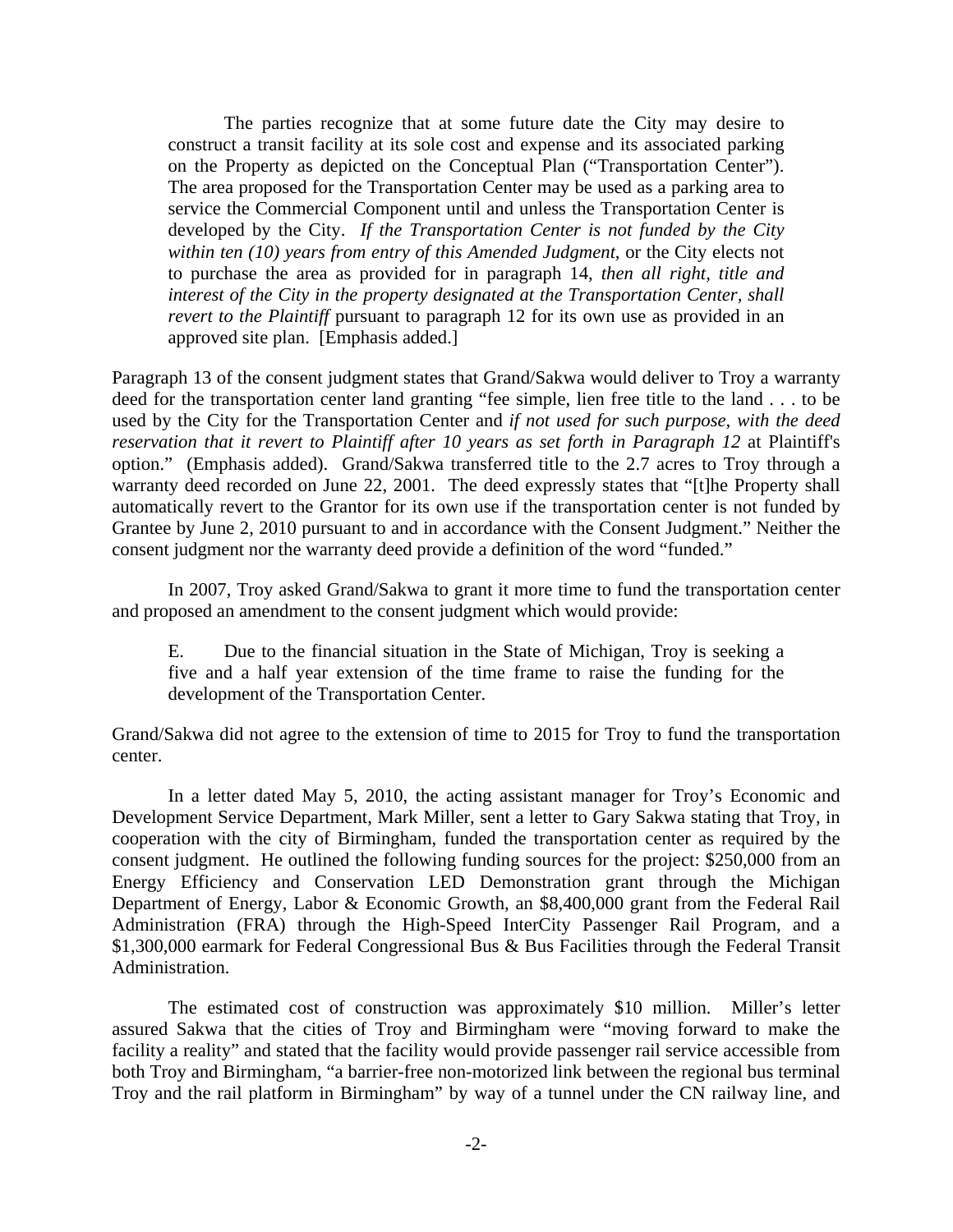> The parties recognize that at some future date the City may desire to construct a transit facility at its sole cost and expense and its associated parking on the Property as depicted on the Conceptual Plan ("Transportation Center"). The area proposed for the Transportation Center may be used as a parking area to service the Commercial Component until and unless the Transportation Center is developed by the City. *If the Transportation Center is not funded by the City within ten (10) years from entry of this Amended Judgment*, or the City elects not to purchase the area as provided for in paragraph 14, *then all right, title and interest of the City in the property designated at the Transportation Center, shall revert to the Plaintiff* pursuant to paragraph 12 for its own use as provided in an approved site plan. [Emphasis added.]

Paragraph 13 of the consent judgment states that Grand/Sakwa would deliver to Troy a warranty deed for the transportation center land granting "fee simple, lien free title to the land . . . to be used by the City for the Transportation Center and *if not used for such purpose, with the deed reservation that it revert to Plaintiff after 10 years as set forth in Paragraph 12* at Plaintiff's option." (Emphasis added). Grand/Sakwa transferred title to the 2.7 acres to Troy through a warranty deed recorded on June 22, 2001. The deed expressly states that "[t]he Property shall automatically revert to the Grantor for its own use if the transportation center is not funded by Grantee by June 2, 2010 pursuant to and in accordance with the Consent Judgment." Neither the consent judgment nor the warranty deed provide a definition of the word "funded."

In 2007, Troy asked Grand/Sakwa to grant it more time to fund the transportation center and proposed an amendment to the consent judgment which would provide:

> E. Due to the financial situation in the State of Michigan, Troy is seeking a five and a half year extension of the time frame to raise the funding for the development of the Transportation Center.

Grand/Sakwa did not agree to the extension of time to 2015 for Troy to fund the transportation center.

In a letter dated May 5, 2010, the acting assistant manager for Troy's Economic and Development Service Department, Mark Miller, sent a letter to Gary Sakwa stating that Troy, in cooperation with the city of Birmingham, funded the transportation center as required by the consent judgment. He outlined the following funding sources for the project: $250,000 from an Energy Efficiency and Conservation LED Demonstration grant through the Michigan Department of Energy, Labor & Economic Growth, an $8,400,000 grant from the Federal Rail Administration (FRA) through the High-Speed InterCity Passenger Rail Program, and a $1,300,000 earmark for Federal Congressional Bus & Bus Facilities through the Federal Transit Administration.

The estimated cost of construction was approximately $10 million. Miller's letter assured Sakwa that the cities of Troy and Birmingham were "moving forward to make the facility a reality" and stated that the facility would provide passenger rail service accessible from both Troy and Birmingham, "a barrier-free non-motorized link between the regional bus terminal Troy and the rail platform in Birmingham" by way of a tunnel under the CN railway line, and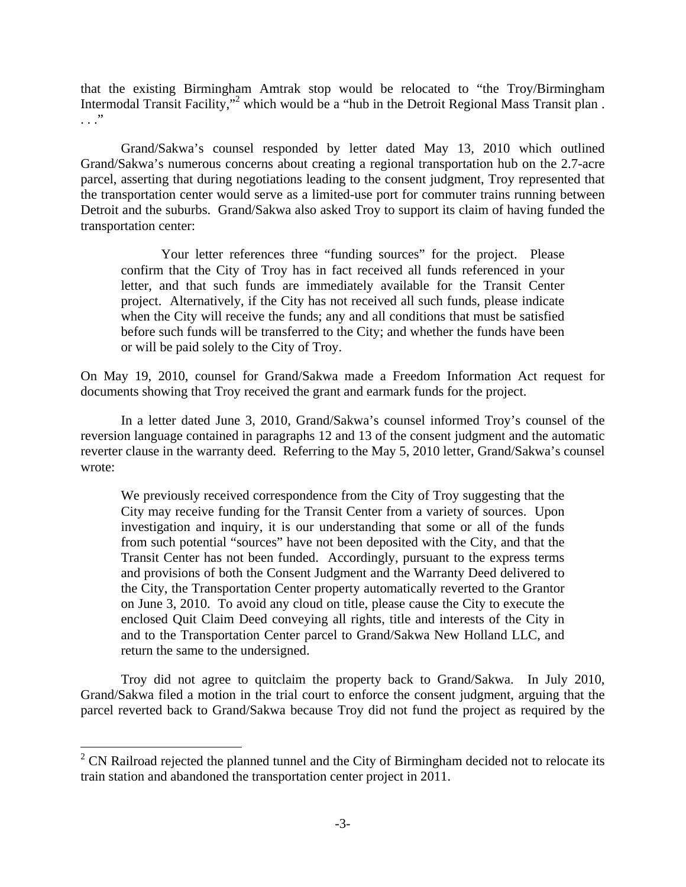that the existing Birmingham Amtrak stop would be relocated to "the Troy/Birmingham Intermodal Transit Facility,"[2] which would be a "hub in the Detroit Regional Mass Transit plan . . . ."

Grand/Sakwa's counsel responded by letter dated May 13, 2010 which outlined Grand/Sakwa's numerous concerns about creating a regional transportation hub on the 2.7-acre parcel, asserting that during negotiations leading to the consent judgment, Troy represented that the transportation center would serve as a limited-use port for commuter trains running between Detroit and the suburbs. Grand/Sakwa also asked Troy to support its claim of having funded the transportation center:

> Your letter references three "funding sources" for the project. Please confirm that the City of Troy has in fact received all funds referenced in your letter, and that such funds are immediately available for the Transit Center project. Alternatively, if the City has not received all such funds, please indicate when the City will receive the funds; any and all conditions that must be satisfied before such funds will be transferred to the City; and whether the funds have been or will be paid solely to the City of Troy.

On May 19, 2010, counsel for Grand/Sakwa made a Freedom Information Act request for documents showing that Troy received the grant and earmark funds for the project.

In a letter dated June 3, 2010, Grand/Sakwa's counsel informed Troy's counsel of the reversion language contained in paragraphs 12 and 13 of the consent judgment and the automatic reverter clause in the warranty deed. Referring to the May 5, 2010 letter, Grand/Sakwa's counsel wrote:

> We previously received correspondence from the City of Troy suggesting that the City may receive funding for the Transit Center from a variety of sources. Upon investigation and inquiry, it is our understanding that some or all of the funds from such potential "sources" have not been deposited with the City, and that the Transit Center has not been funded. Accordingly, pursuant to the express terms and provisions of both the Consent Judgment and the Warranty Deed delivered to the City, the Transportation Center property automatically reverted to the Grantor on June 3, 2010. To avoid any cloud on title, please cause the City to execute the enclosed Quit Claim Deed conveying all rights, title and interests of the City in and to the Transportation Center parcel to Grand/Sakwa New Holland LLC, and return the same to the undersigned.

Troy did not agree to quitclaim the property back to Grand/Sakwa. In July 2010, Grand/Sakwa filed a motion in the trial court to enforce the consent judgment, arguing that the parcel reverted back to Grand/Sakwa because Troy did not fund the project as required by the

---

[2] CN Railroad rejected the planned tunnel and the City of Birmingham decided not to relocate its train station and abandoned the transportation center project in 2011.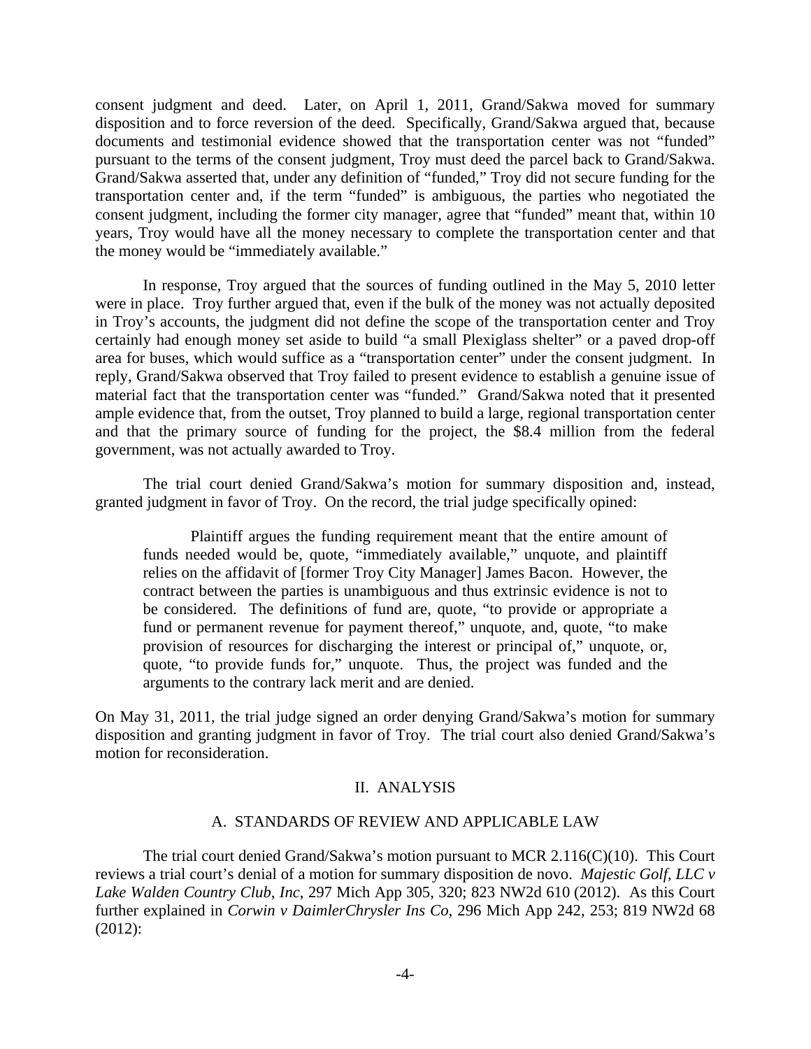consent judgment and deed. Later, on April 1, 2011, Grand/Sakwa moved for summary disposition and to force reversion of the deed. Specifically, Grand/Sakwa argued that, because documents and testimonial evidence showed that the transportation center was not "funded" pursuant to the terms of the consent judgment, Troy must deed the parcel back to Grand/Sakwa. Grand/Sakwa asserted that, under any definition of "funded," Troy did not secure funding for the transportation center and, if the term "funded" is ambiguous, the parties who negotiated the consent judgment, including the former city manager, agree that "funded" meant that, within 10 years, Troy would have all the money necessary to complete the transportation center and that the money would be "immediately available."

In response, Troy argued that the sources of funding outlined in the May 5, 2010 letter were in place. Troy further argued that, even if the bulk of the money was not actually deposited in Troy's accounts, the judgment did not define the scope of the transportation center and Troy certainly had enough money set aside to build "a small Plexiglass shelter" or a paved drop-off area for buses, which would suffice as a "transportation center" under the consent judgment. In reply, Grand/Sakwa observed that Troy failed to present evidence to establish a genuine issue of material fact that the transportation center was "funded." Grand/Sakwa noted that it presented ample evidence that, from the outset, Troy planned to build a large, regional transportation center and that the primary source of funding for the project, the \$8.4 million from the federal government, was not actually awarded to Troy.

The trial court denied Grand/Sakwa's motion for summary disposition and, instead, granted judgment in favor of Troy. On the record, the trial judge specifically opined:

> Plaintiff argues the funding requirement meant that the entire amount of funds needed would be, quote, "immediately available," unquote, and plaintiff relies on the affidavit of [former Troy City Manager] James Bacon. However, the contract between the parties is unambiguous and thus extrinsic evidence is not to be considered. The definitions of fund are, quote, "to provide or appropriate a fund or permanent revenue for payment thereof," unquote, and, quote, "to make provision of resources for discharging the interest or principal of," unquote, or, quote, "to provide funds for," unquote. Thus, the project was funded and the arguments to the contrary lack merit and are denied.

On May 31, 2011, the trial judge signed an order denying Grand/Sakwa's motion for summary disposition and granting judgment in favor of Troy. The trial court also denied Grand/Sakwa's motion for reconsideration.

## II. ANALYSIS

### A. STANDARDS OF REVIEW AND APPLICABLE LAW

The trial court denied Grand/Sakwa's motion pursuant to MCR 2.116(C)(10). This Court reviews a trial court's denial of a motion for summary disposition de novo. *Majestic Golf, LLC v Lake Walden Country Club, Inc*, 297 Mich App 305, 320; 823 NW2d 610 (2012). As this Court further explained in *Corwin v DaimlerChrysler Ins Co*, 296 Mich App 242, 253; 819 NW2d 68 (2012):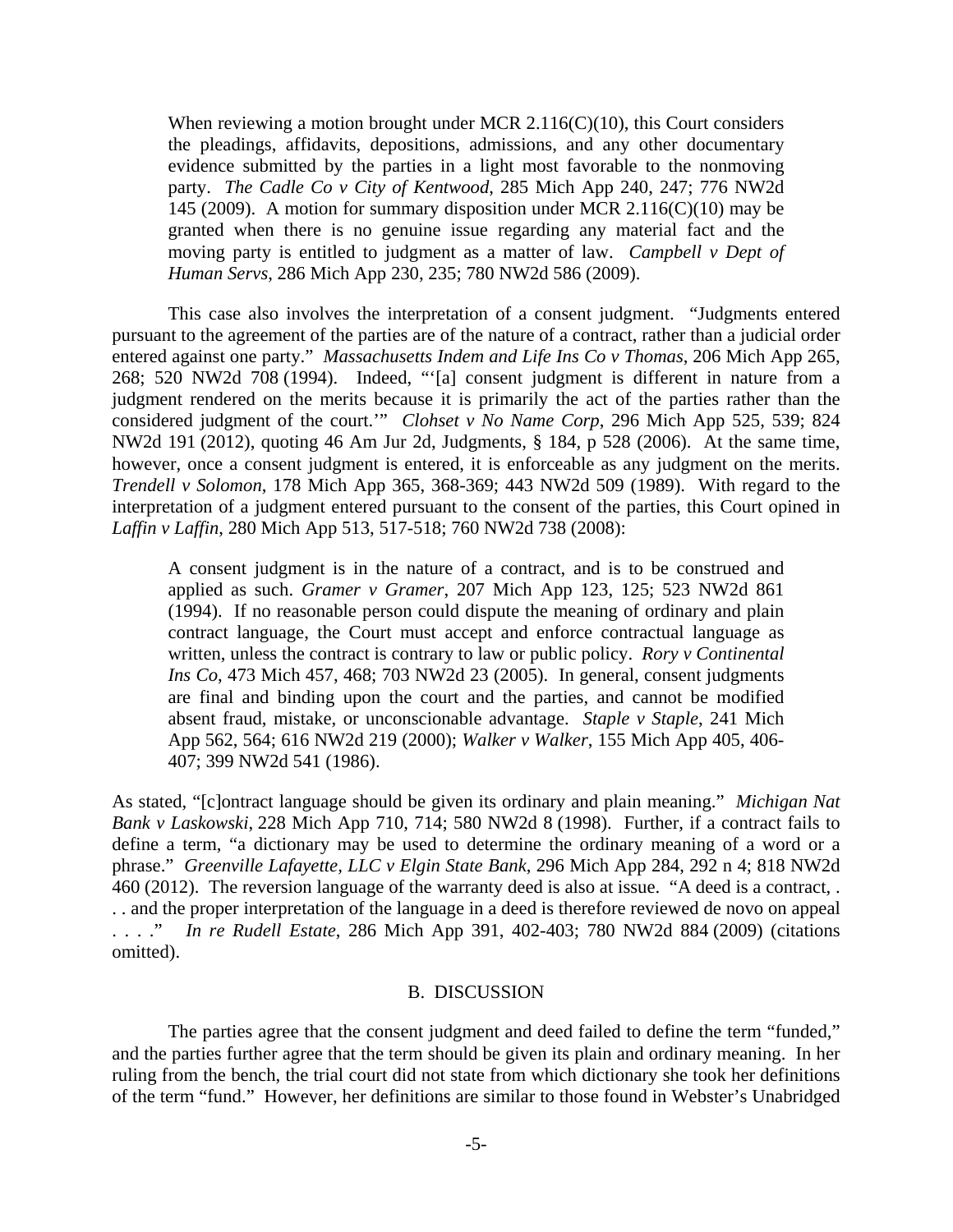> When reviewing a motion brought under MCR 2.116(C)(10), this Court considers the pleadings, affidavits, depositions, admissions, and any other documentary evidence submitted by the parties in a light most favorable to the nonmoving party. *The Cadle Co v City of Kentwood*, 285 Mich App 240, 247; 776 NW2d 145 (2009). A motion for summary disposition under MCR 2.116(C)(10) may be granted when there is no genuine issue regarding any material fact and the moving party is entitled to judgment as a matter of law. *Campbell v Dept of Human Servs*, 286 Mich App 230, 235; 780 NW2d 586 (2009).

This case also involves the interpretation of a consent judgment. "Judgments entered pursuant to the agreement of the parties are of the nature of a contract, rather than a judicial order entered against one party." *Massachusetts Indem and Life Ins Co v Thomas*, 206 Mich App 265, 268; 520 NW2d 708 (1994). Indeed, "'[a] consent judgment is different in nature from a judgment rendered on the merits because it is primarily the act of the parties rather than the considered judgment of the court.'" *Clohset v No Name Corp*, 296 Mich App 525, 539; 824 NW2d 191 (2012), quoting 46 Am Jur 2d, Judgments, § 184, p 528 (2006). At the same time, however, once a consent judgment is entered, it is enforceable as any judgment on the merits. *Trendell v Solomon*, 178 Mich App 365, 368-369; 443 NW2d 509 (1989). With regard to the interpretation of a judgment entered pursuant to the consent of the parties, this Court opined in *Laffin v Laffin*, 280 Mich App 513, 517-518; 760 NW2d 738 (2008):

> A consent judgment is in the nature of a contract, and is to be construed and applied as such. *Gramer v Gramer*, 207 Mich App 123, 125; 523 NW2d 861 (1994). If no reasonable person could dispute the meaning of ordinary and plain contract language, the Court must accept and enforce contractual language as written, unless the contract is contrary to law or public policy. *Rory v Continental Ins Co*, 473 Mich 457, 468; 703 NW2d 23 (2005). In general, consent judgments are final and binding upon the court and the parties, and cannot be modified absent fraud, mistake, or unconscionable advantage. *Staple v Staple*, 241 Mich App 562, 564; 616 NW2d 219 (2000); *Walker v Walker*, 155 Mich App 405, 406-407; 399 NW2d 541 (1986).

As stated, "[c]ontract language should be given its ordinary and plain meaning." *Michigan Nat Bank v Laskowski*, 228 Mich App 710, 714; 580 NW2d 8 (1998). Further, if a contract fails to define a term, "a dictionary may be used to determine the ordinary meaning of a word or a phrase." *Greenville Lafayette, LLC v Elgin State Bank*, 296 Mich App 284, 292 n 4; 818 NW2d 460 (2012). The reversion language of the warranty deed is also at issue. "A deed is a contract, . . . and the proper interpretation of the language in a deed is therefore reviewed de novo on appeal . . . ." *In re Rudell Estate*, 286 Mich App 391, 402-403; 780 NW2d 884 (2009) (citations omitted).

## B. DISCUSSION

The parties agree that the consent judgment and deed failed to define the term "funded," and the parties further agree that the term should be given its plain and ordinary meaning. In her ruling from the bench, the trial court did not state from which dictionary she took her definitions of the term "fund." However, her definitions are similar to those found in Webster's Unabridged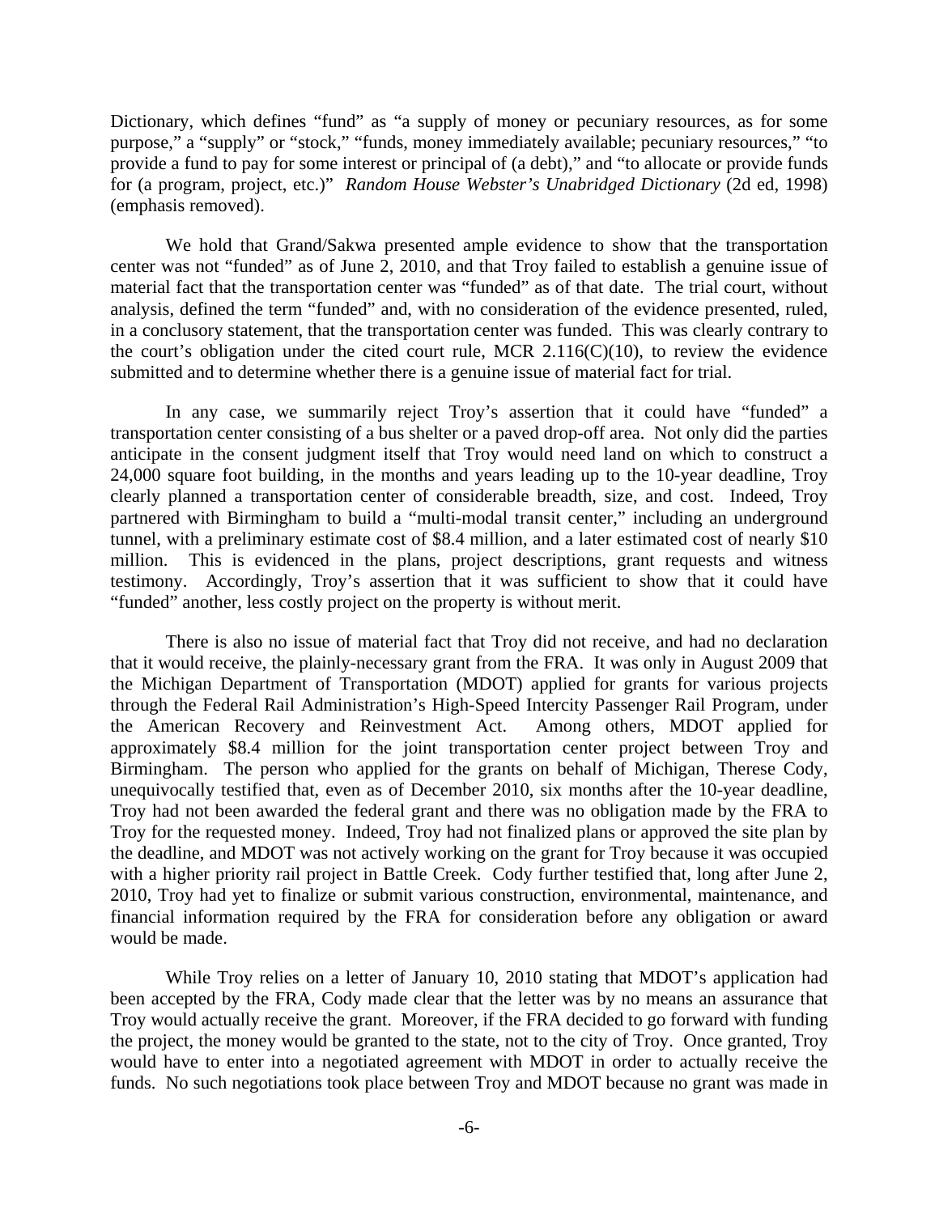Dictionary, which defines "fund" as "a supply of money or pecuniary resources, as for some purpose," a "supply" or "stock," "funds, money immediately available; pecuniary resources," "to provide a fund to pay for some interest or principal of (a debt)," and "to allocate or provide funds for (a program, project, etc.)" *Random House Webster's Unabridged Dictionary* (2d ed, 1998) (emphasis removed).

We hold that Grand/Sakwa presented ample evidence to show that the transportation center was not "funded" as of June 2, 2010, and that Troy failed to establish a genuine issue of material fact that the transportation center was "funded" as of that date. The trial court, without analysis, defined the term "funded" and, with no consideration of the evidence presented, ruled, in a conclusory statement, that the transportation center was funded. This was clearly contrary to the court's obligation under the cited court rule, MCR 2.116(C)(10), to review the evidence submitted and to determine whether there is a genuine issue of material fact for trial.

In any case, we summarily reject Troy's assertion that it could have "funded" a transportation center consisting of a bus shelter or a paved drop-off area. Not only did the parties anticipate in the consent judgment itself that Troy would need land on which to construct a 24,000 square foot building, in the months and years leading up to the 10-year deadline, Troy clearly planned a transportation center of considerable breadth, size, and cost. Indeed, Troy partnered with Birmingham to build a "multi-modal transit center," including an underground tunnel, with a preliminary estimate cost of $8.4 million, and a later estimated cost of nearly $10 million. This is evidenced in the plans, project descriptions, grant requests and witness testimony. Accordingly, Troy's assertion that it was sufficient to show that it could have "funded" another, less costly project on the property is without merit.

There is also no issue of material fact that Troy did not receive, and had no declaration that it would receive, the plainly-necessary grant from the FRA. It was only in August 2009 that the Michigan Department of Transportation (MDOT) applied for grants for various projects through the Federal Rail Administration's High-Speed Intercity Passenger Rail Program, under the American Recovery and Reinvestment Act. Among others, MDOT applied for approximately $8.4 million for the joint transportation center project between Troy and Birmingham. The person who applied for the grants on behalf of Michigan, Therese Cody, unequivocally testified that, even as of December 2010, six months after the 10-year deadline, Troy had not been awarded the federal grant and there was no obligation made by the FRA to Troy for the requested money. Indeed, Troy had not finalized plans or approved the site plan by the deadline, and MDOT was not actively working on the grant for Troy because it was occupied with a higher priority rail project in Battle Creek. Cody further testified that, long after June 2, 2010, Troy had yet to finalize or submit various construction, environmental, maintenance, and financial information required by the FRA for consideration before any obligation or award would be made.

While Troy relies on a letter of January 10, 2010 stating that MDOT's application had been accepted by the FRA, Cody made clear that the letter was by no means an assurance that Troy would actually receive the grant. Moreover, if the FRA decided to go forward with funding the project, the money would be granted to the state, not to the city of Troy. Once granted, Troy would have to enter into a negotiated agreement with MDOT in order to actually receive the funds. No such negotiations took place between Troy and MDOT because no grant was made in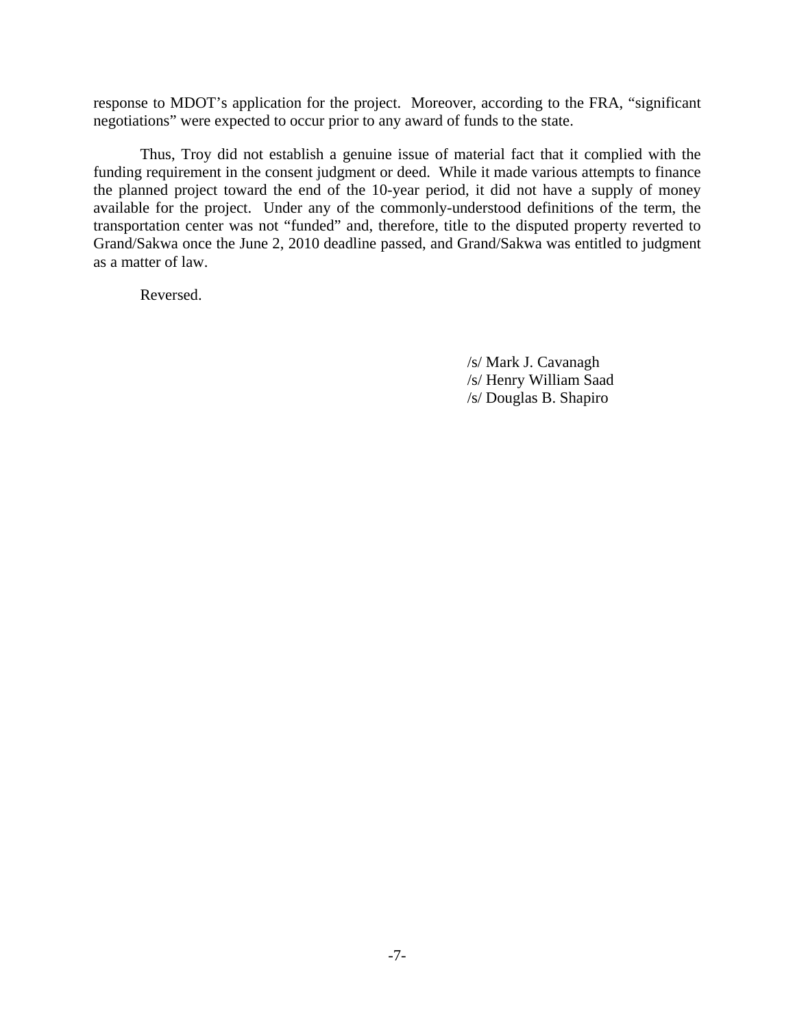response to MDOT's application for the project. Moreover, according to the FRA, "significant negotiations" were expected to occur prior to any award of funds to the state.

Thus, Troy did not establish a genuine issue of material fact that it complied with the funding requirement in the consent judgment or deed. While it made various attempts to finance the planned project toward the end of the 10-year period, it did not have a supply of money available for the project. Under any of the commonly-understood definitions of the term, the transportation center was not "funded" and, therefore, title to the disputed property reverted to Grand/Sakwa once the June 2, 2010 deadline passed, and Grand/Sakwa was entitled to judgment as a matter of law.

Reversed.

/s/ Mark J. Cavanagh
/s/ Henry William Saad
/s/ Douglas B. Shapiro